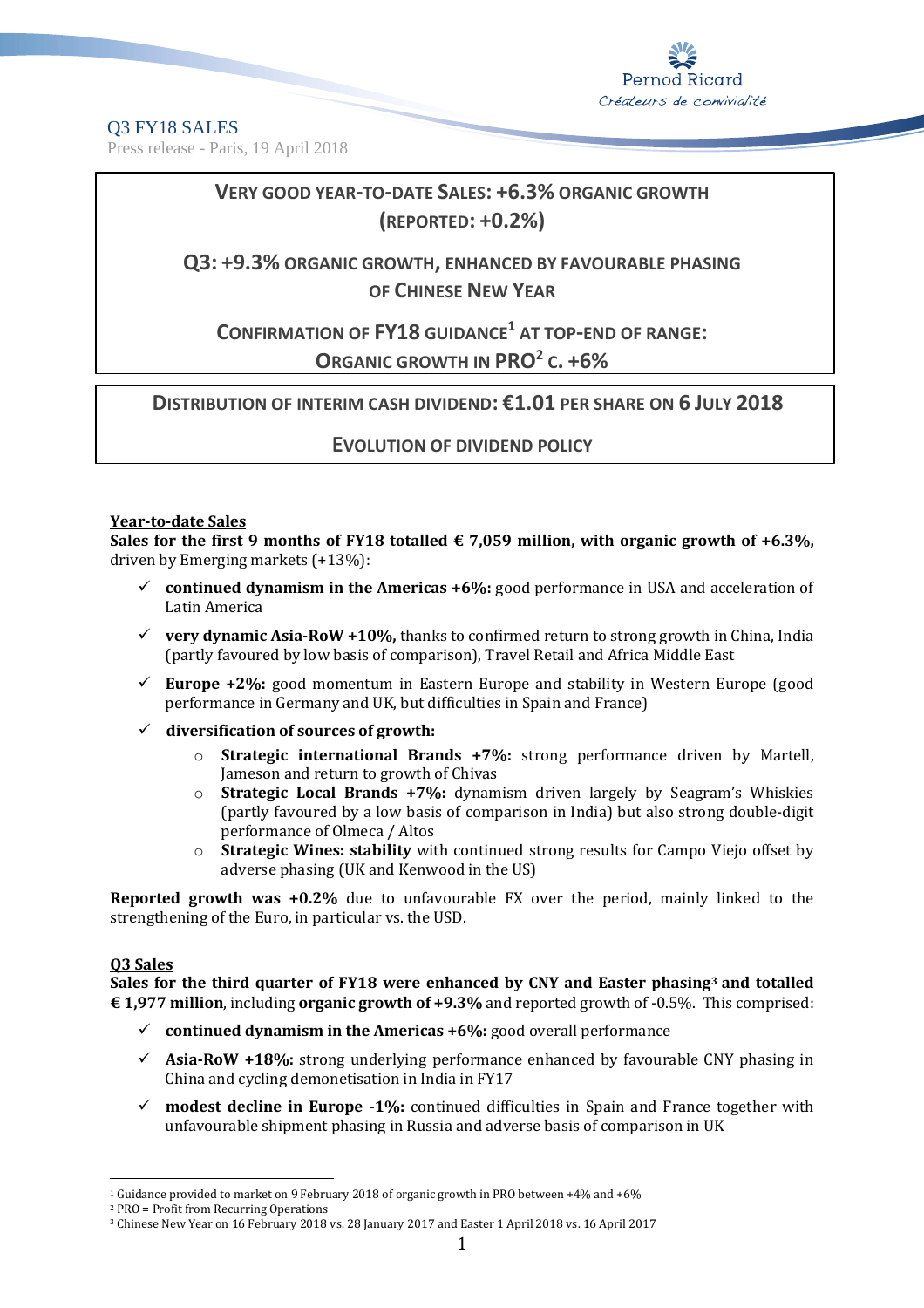Q3 FY18 SALES

Press release - Paris, 19 April 2018

## VERY GOOD YEAR-TO-DATE SALES: +6.3% ORGANIC GROWTH (REPORTED: +0.2%)

## Q3: +9.3% ORGANIC GROWTH, ENHANCED BY FAVOURABLE PHASING OF CHINESE NEW YEAR

## CONFIRMATION OF FY18 GUIDANCE[1] AT TOP-END OF RANGE: ORGANIC GROWTH IN PRO[2] C. +6%

## DISTRIBUTION OF INTERIM CASH DIVIDEND: €1.01 PER SHARE ON 6 JULY 2018

## EVOLUTION OF DIVIDEND POLICY

**Year-to-date Sales**

**Sales for the first 9 months of FY18 totalled € 7,059 million, with organic growth of +6.3%,** driven by Emerging markets (+13%):

- ✓ **continued dynamism in the Americas +6%:** good performance in USA and acceleration of Latin America
- ✓ **very dynamic Asia-RoW +10%,** thanks to confirmed return to strong growth in China, India (partly favoured by low basis of comparison), Travel Retail and Africa Middle East
- ✓ **Europe +2%:** good momentum in Eastern Europe and stability in Western Europe (good performance in Germany and UK, but difficulties in Spain and France)
- ✓ **diversification of sources of growth:**
  - **Strategic international Brands +7%:** strong performance driven by Martell, Jameson and return to growth of Chivas
  - **Strategic Local Brands +7%:** dynamism driven largely by Seagram's Whiskies (partly favoured by a low basis of comparison in India) but also strong double-digit performance of Olmeca / Altos
  - **Strategic Wines: stability** with continued strong results for Campo Viejo offset by adverse phasing (UK and Kenwood in the US)

**Reported growth was +0.2%** due to unfavourable FX over the period, mainly linked to the strengthening of the Euro, in particular vs. the USD.

**Q3 Sales**

**Sales for the third quarter of FY18 were enhanced by CNY and Easter phasing[3] and totalled € 1,977 million**, including **organic growth of +9.3%** and reported growth of -0.5%. This comprised:

- ✓ **continued dynamism in the Americas +6%:** good overall performance
- ✓ **Asia-RoW +18%:** strong underlying performance enhanced by favourable CNY phasing in China and cycling demonetisation in India in FY17
- ✓ **modest decline in Europe -1%:** continued difficulties in Spain and France together with unfavourable shipment phasing in Russia and adverse basis of comparison in UK

[1] Guidance provided to market on 9 February 2018 of organic growth in PRO between +4% and +6%

[2] PRO = Profit from Recurring Operations

[3] Chinese New Year on 16 February 2018 vs. 28 January 2017 and Easter 1 April 2018 vs. 16 April 2017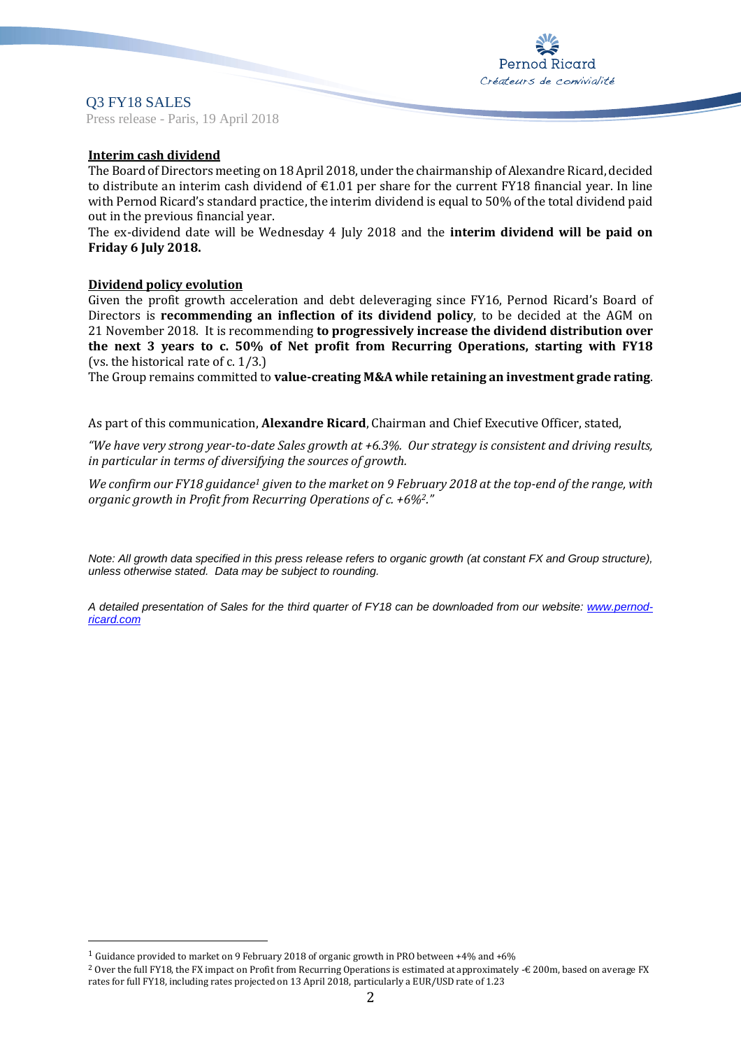**Interim cash dividend**

The Board of Directors meeting on 18 April 2018, under the chairmanship of Alexandre Ricard, decided to distribute an interim cash dividend of €1.01 per share for the current FY18 financial year. In line with Pernod Ricard's standard practice, the interim dividend is equal to 50% of the total dividend paid out in the previous financial year.

The ex-dividend date will be Wednesday 4 July 2018 and the **interim dividend will be paid on Friday 6 July 2018.**

**Dividend policy evolution**

Given the profit growth acceleration and debt deleveraging since FY16, Pernod Ricard's Board of Directors is **recommending an inflection of its dividend policy**, to be decided at the AGM on 21 November 2018. It is recommending **to progressively increase the dividend distribution over the next 3 years to c. 50% of Net profit from Recurring Operations, starting with FY18** (vs. the historical rate of c. 1/3.)

The Group remains committed to **value-creating M&A while retaining an investment grade rating**.

As part of this communication, **Alexandre Ricard**, Chairman and Chief Executive Officer, stated,

*"We have very strong year-to-date Sales growth at +6.3%. Our strategy is consistent and driving results, in particular in terms of diversifying the sources of growth.*

*We confirm our FY18 guidance[1] given to the market on 9 February 2018 at the top-end of the range, with organic growth in Profit from Recurring Operations of c. +6%[2]."*

*Note: All growth data specified in this press release refers to organic growth (at constant FX and Group structure), unless otherwise stated. Data may be subject to rounding.*

*A detailed presentation of Sales for the third quarter of FY18 can be downloaded from our website: [www.pernod-ricard.com](http://www.pernod-ricard.com)*

---

[1] Guidance provided to market on 9 February 2018 of organic growth in PRO between +4% and +6%

[2] Over the full FY18, the FX impact on Profit from Recurring Operations is estimated at approximately -€ 200m, based on average FX rates for full FY18, including rates projected on 13 April 2018, particularly a EUR/USD rate of 1.23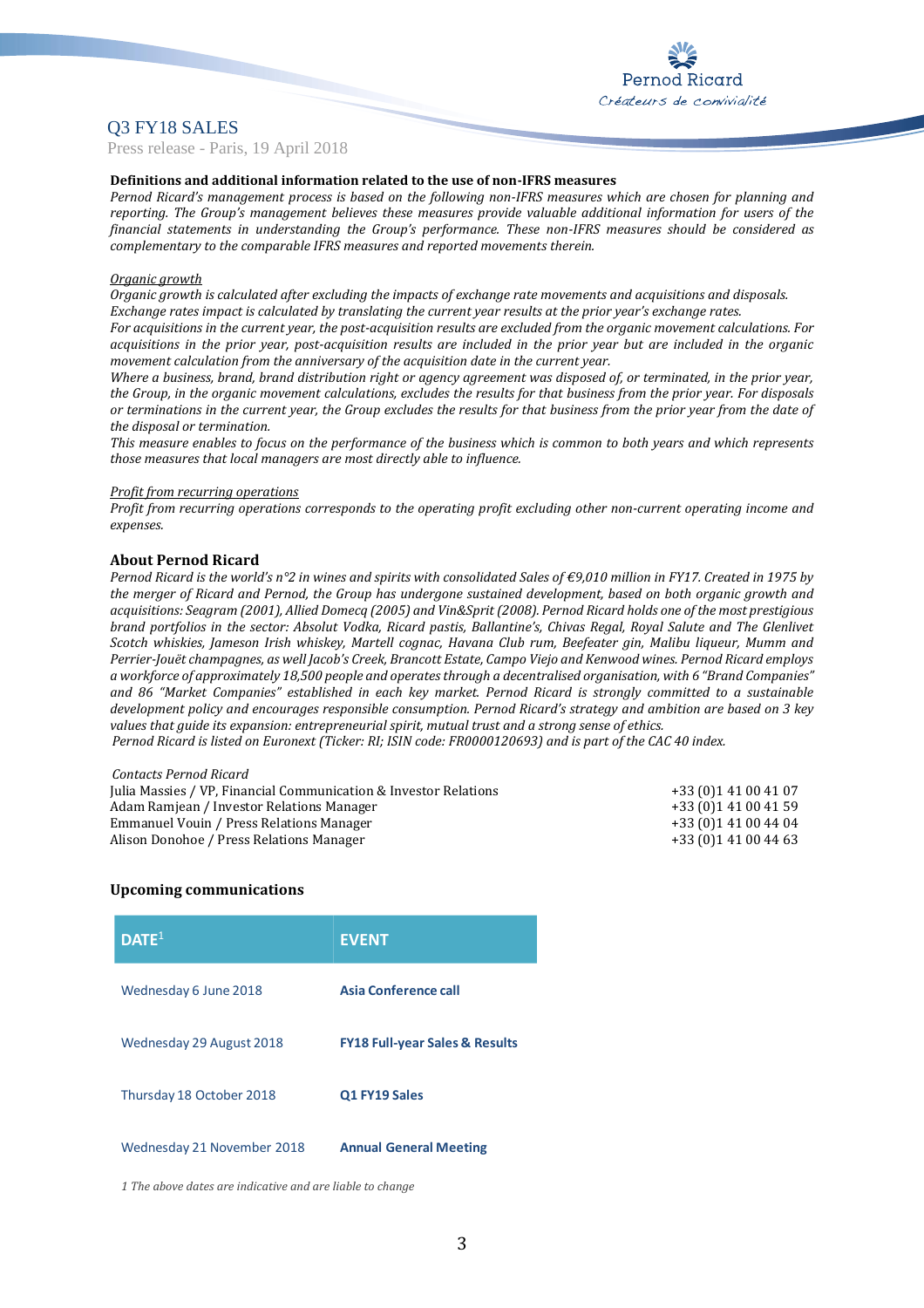## Q3 FY18 SALES

Press release - Paris, 19 April 2018

### Definitions and additional information related to the use of non-IFRS measures

*Pernod Ricard's management process is based on the following non-IFRS measures which are chosen for planning and reporting. The Group's management believes these measures provide valuable additional information for users of the financial statements in understanding the Group's performance. These non-IFRS measures should be considered as complementary to the comparable IFRS measures and reported movements therein.*

*Organic growth*

*Organic growth is calculated after excluding the impacts of exchange rate movements and acquisitions and disposals.*
*Exchange rates impact is calculated by translating the current year results at the prior year's exchange rates.*
*For acquisitions in the current year, the post-acquisition results are excluded from the organic movement calculations. For acquisitions in the prior year, post-acquisition results are included in the prior year but are included in the organic movement calculation from the anniversary of the acquisition date in the current year.*
*Where a business, brand, brand distribution right or agency agreement was disposed of, or terminated, in the prior year, the Group, in the organic movement calculations, excludes the results for that business from the prior year. For disposals or terminations in the current year, the Group excludes the results for that business from the prior year from the date of the disposal or termination.*
*This measure enables to focus on the performance of the business which is common to both years and which represents those measures that local managers are most directly able to influence.*

*Profit from recurring operations*

*Profit from recurring operations corresponds to the operating profit excluding other non-current operating income and expenses.*

### About Pernod Ricard

*Pernod Ricard is the world's n°2 in wines and spirits with consolidated Sales of €9,010 million in FY17. Created in 1975 by the merger of Ricard and Pernod, the Group has undergone sustained development, based on both organic growth and acquisitions: Seagram (2001), Allied Domecq (2005) and Vin&Sprit (2008). Pernod Ricard holds one of the most prestigious brand portfolios in the sector: Absolut Vodka, Ricard pastis, Ballantine's, Chivas Regal, Royal Salute and The Glenlivet Scotch whiskies, Jameson Irish whiskey, Martell cognac, Havana Club rum, Beefeater gin, Malibu liqueur, Mumm and Perrier-Jouët champagnes, as well Jacob's Creek, Brancott Estate, Campo Viejo and Kenwood wines. Pernod Ricard employs a workforce of approximately 18,500 people and operates through a decentralised organisation, with 6 "Brand Companies" and 86 "Market Companies" established in each key market. Pernod Ricard is strongly committed to a sustainable development policy and encourages responsible consumption. Pernod Ricard's strategy and ambition are based on 3 key values that guide its expansion: entrepreneurial spirit, mutual trust and a strong sense of ethics.*
*Pernod Ricard is listed on Euronext (Ticker: RI; ISIN code: FR0000120693) and is part of the CAC 40 index.*

*Contacts Pernod Ricard*

| | |
|---|---|
| Julia Massies / VP, Financial Communication & Investor Relations | +33 (0)1 41 00 41 07 |
| Adam Ramjean / Investor Relations Manager | +33 (0)1 41 00 41 59 |
| Emmanuel Vouin / Press Relations Manager | +33 (0)1 41 00 44 04 |
| Alison Donohoe / Press Relations Manager | +33 (0)1 41 00 44 63 |

### Upcoming communications

| DATE[1] | EVENT |
|---|---|
| Wednesday 6 June 2018 | **Asia Conference call** |
| Wednesday 29 August 2018 | **FY18 Full-year Sales & Results** |
| Thursday 18 October 2018 | **Q1 FY19 Sales** |
| Wednesday 21 November 2018 | **Annual General Meeting** |

*1 The above dates are indicative and are liable to change*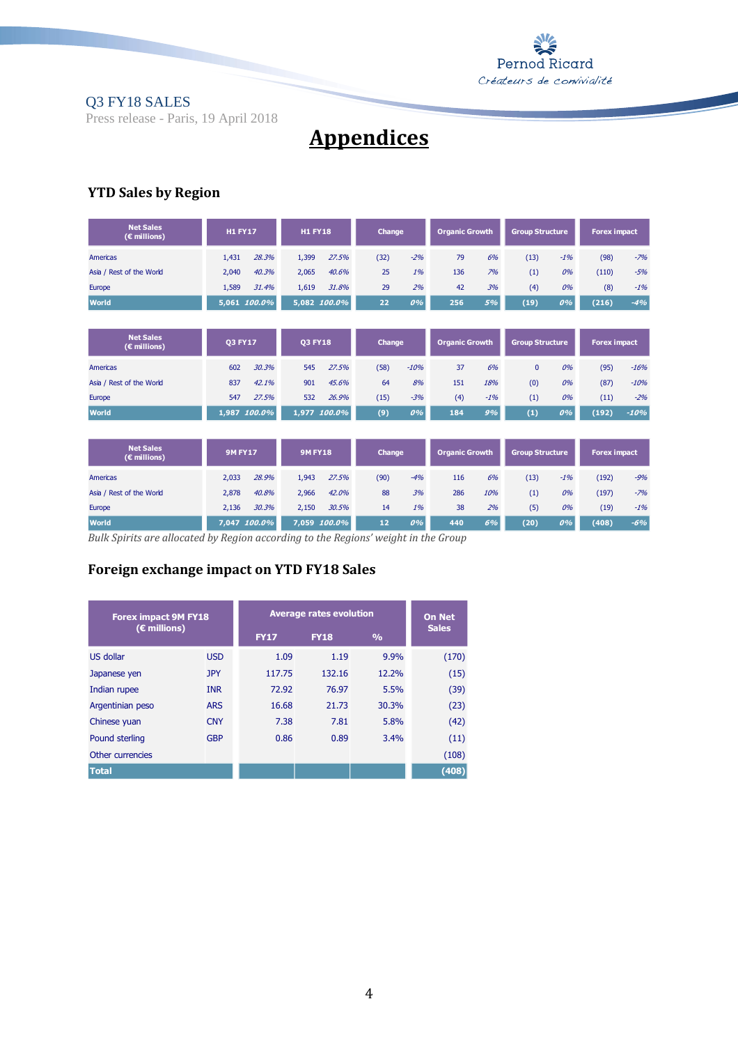# Appendices

## YTD Sales by Region

| Net Sales (€ millions) | H1 FY17 | | H1 FY18 | | Change | | Organic Growth | | Group Structure | | Forex impact | |
|---|---|---|---|---|---|---|---|---|---|---|---|---|
| Americas | 1,431 | *28.3%* | 1,399 | *27.5%* | (32) | *-2%* | 79 | *6%* | (13) | *-1%* | (98) | *-7%* |
| Asia / Rest of the World | 2,040 | *40.3%* | 2,065 | *40.6%* | 25 | *1%* | 136 | *7%* | (1) | *0%* | (110) | *-5%* |
| Europe | 1,589 | *31.4%* | 1,619 | *31.8%* | 29 | *2%* | 42 | *3%* | (4) | *0%* | (8) | *-1%* |
| **World** | **5,061** | ***100.0%*** | **5,082** | ***100.0%*** | **22** | ***0%*** | **256** | ***5%*** | **(19)** | ***0%*** | **(216)** | ***-4%*** |

| Net Sales (€ millions) | Q3 FY17 | | Q3 FY18 | | Change | | Organic Growth | | Group Structure | | Forex impact | |
|---|---|---|---|---|---|---|---|---|---|---|---|---|
| Americas | 602 | *30.3%* | 545 | *27.5%* | (58) | *-10%* | 37 | *6%* | 0 | *0%* | (95) | *-16%* |
| Asia / Rest of the World | 837 | *42.1%* | 901 | *45.6%* | 64 | *8%* | 151 | *18%* | (0) | *0%* | (87) | *-10%* |
| Europe | 547 | *27.5%* | 532 | *26.9%* | (15) | *-3%* | (4) | *-1%* | (1) | *0%* | (11) | *-2%* |
| **World** | **1,987** | ***100.0%*** | **1,977** | ***100.0%*** | **(9)** | ***0%*** | **184** | ***9%*** | **(1)** | ***0%*** | **(192)** | ***-10%*** |

| Net Sales (€ millions) | 9M FY17 | | 9M FY18 | | Change | | Organic Growth | | Group Structure | | Forex impact | |
|---|---|---|---|---|---|---|---|---|---|---|---|---|
| Americas | 2,033 | *28.9%* | 1,943 | *27.5%* | (90) | *-4%* | 116 | *6%* | (13) | *-1%* | (192) | *-9%* |
| Asia / Rest of the World | 2,878 | *40.8%* | 2,966 | *42.0%* | 88 | *3%* | 286 | *10%* | (1) | *0%* | (197) | *-7%* |
| Europe | 2,136 | *30.3%* | 2,150 | *30.5%* | 14 | *1%* | 38 | *2%* | (5) | *0%* | (19) | *-1%* |
| **World** | **7,047** | ***100.0%*** | **7,059** | ***100.0%*** | **12** | ***0%*** | **440** | ***6%*** | **(20)** | ***0%*** | **(408)** | ***-6%*** |

*Bulk Spirits are allocated by Region according to the Regions' weight in the Group*

## Foreign exchange impact on YTD FY18 Sales

| Forex impact 9M FY18 (€ millions) | | Average rates evolution | | | On Net Sales |
|---|---|---|---|---|---|
| | | FY17 | FY18 | % | |
| US dollar | USD | 1.09 | 1.19 | 9.9% | (170) |
| Japanese yen | JPY | 117.75 | 132.16 | 12.2% | (15) |
| Indian rupee | INR | 72.92 | 76.97 | 5.5% | (39) |
| Argentinian peso | ARS | 16.68 | 21.73 | 30.3% | (23) |
| Chinese yuan | CNY | 7.38 | 7.81 | 5.8% | (42) |
| Pound sterling | GBP | 0.86 | 0.89 | 3.4% | (11) |
| Other currencies | | | | | (108) |
| **Total** | | | | | **(408)** |